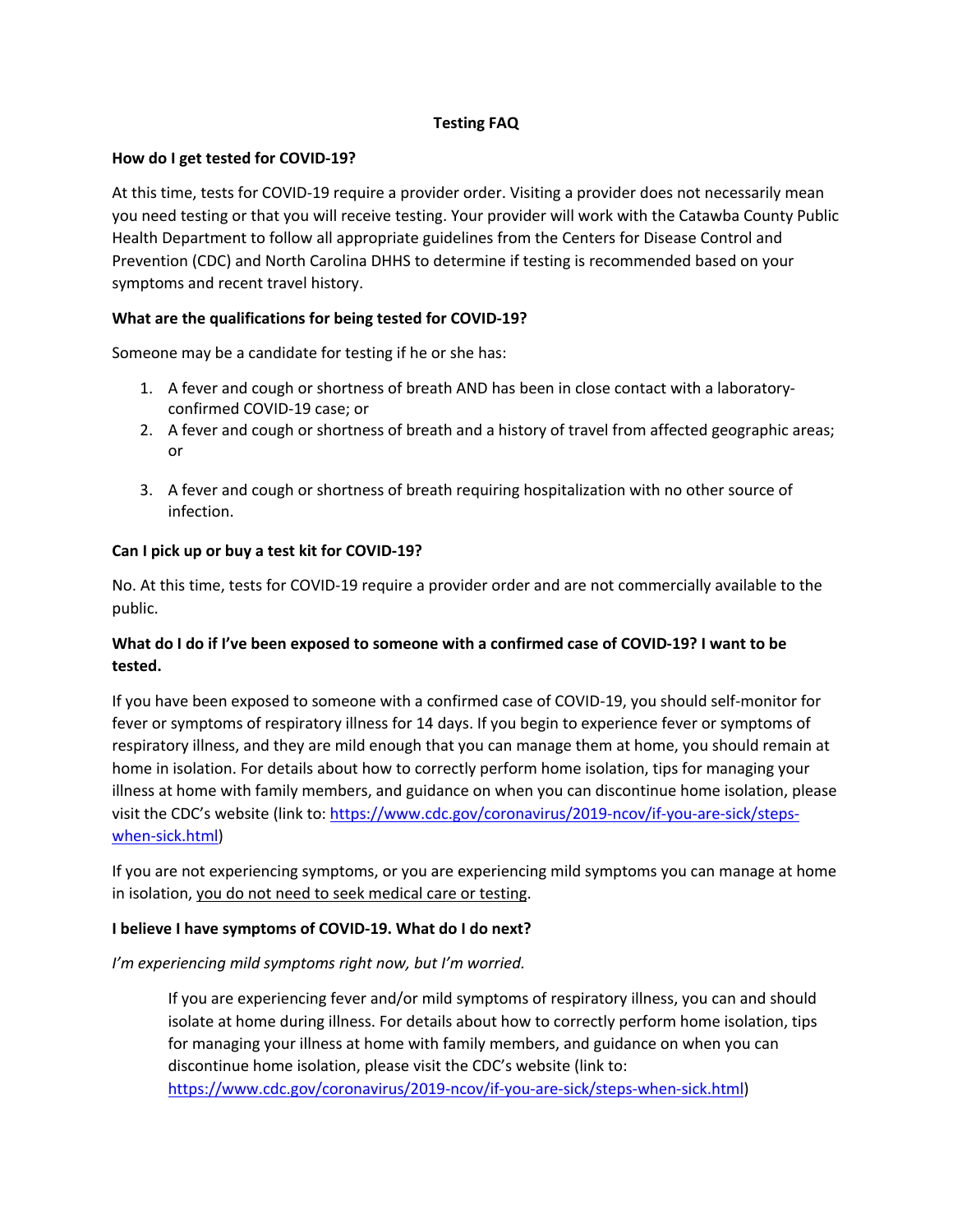# Testing FAQ

**How do I get tested for COVID-19?**

At this time, tests for COVID-19 require a provider order. Visiting a provider does not necessarily mean you need testing or that you will receive testing. Your provider will work with the Catawba County Public Health Department to follow all appropriate guidelines from the Centers for Disease Control and Prevention (CDC) and North Carolina DHHS to determine if testing is recommended based on your symptoms and recent travel history.

**What are the qualifications for being tested for COVID-19?**

Someone may be a candidate for testing if he or she has:

1. A fever and cough or shortness of breath AND has been in close contact with a laboratory-confirmed COVID-19 case; or
2. A fever and cough or shortness of breath and a history of travel from affected geographic areas; or
3. A fever and cough or shortness of breath requiring hospitalization with no other source of infection.

**Can I pick up or buy a test kit for COVID-19?**

No. At this time, tests for COVID-19 require a provider order and are not commercially available to the public.

**What do I do if I've been exposed to someone with a confirmed case of COVID-19? I want to be tested.**

If you have been exposed to someone with a confirmed case of COVID-19, you should self-monitor for fever or symptoms of respiratory illness for 14 days. If you begin to experience fever or symptoms of respiratory illness, and they are mild enough that you can manage them at home, you should remain at home in isolation. For details about how to correctly perform home isolation, tips for managing your illness at home with family members, and guidance on when you can discontinue home isolation, please visit the CDC's website (link to: https://www.cdc.gov/coronavirus/2019-ncov/if-you-are-sick/steps-when-sick.html)

If you are not experiencing symptoms, or you are experiencing mild symptoms you can manage at home in isolation, you do not need to seek medical care or testing.

**I believe I have symptoms of COVID-19. What do I do next?**

*I'm experiencing mild symptoms right now, but I'm worried.*

> If you are experiencing fever and/or mild symptoms of respiratory illness, you can and should isolate at home during illness. For details about how to correctly perform home isolation, tips for managing your illness at home with family members, and guidance on when you can discontinue home isolation, please visit the CDC's website (link to: https://www.cdc.gov/coronavirus/2019-ncov/if-you-are-sick/steps-when-sick.html)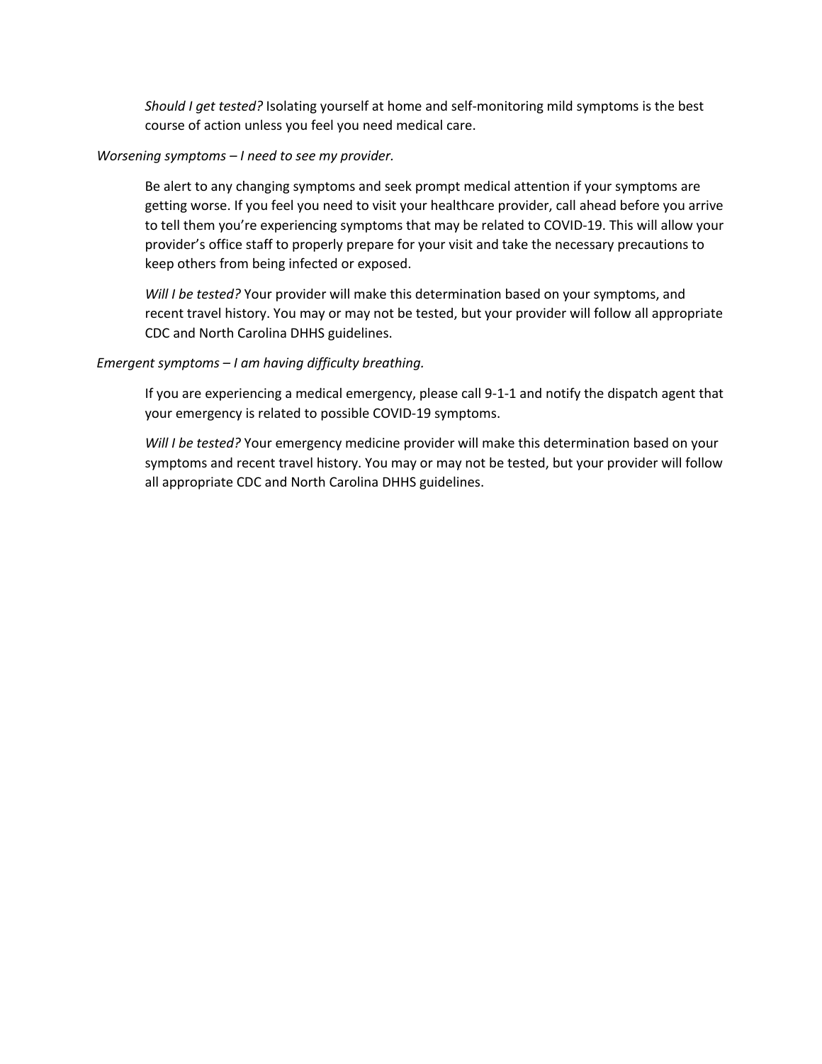*Should I get tested?* Isolating yourself at home and self-monitoring mild symptoms is the best course of action unless you feel you need medical care.

*Worsening symptoms – I need to see my provider.*

Be alert to any changing symptoms and seek prompt medical attention if your symptoms are getting worse. If you feel you need to visit your healthcare provider, call ahead before you arrive to tell them you're experiencing symptoms that may be related to COVID-19. This will allow your provider's office staff to properly prepare for your visit and take the necessary precautions to keep others from being infected or exposed.

*Will I be tested?* Your provider will make this determination based on your symptoms, and recent travel history. You may or may not be tested, but your provider will follow all appropriate CDC and North Carolina DHHS guidelines.

*Emergent symptoms – I am having difficulty breathing.*

If you are experiencing a medical emergency, please call 9-1-1 and notify the dispatch agent that your emergency is related to possible COVID-19 symptoms.

*Will I be tested?* Your emergency medicine provider will make this determination based on your symptoms and recent travel history. You may or may not be tested, but your provider will follow all appropriate CDC and North Carolina DHHS guidelines.